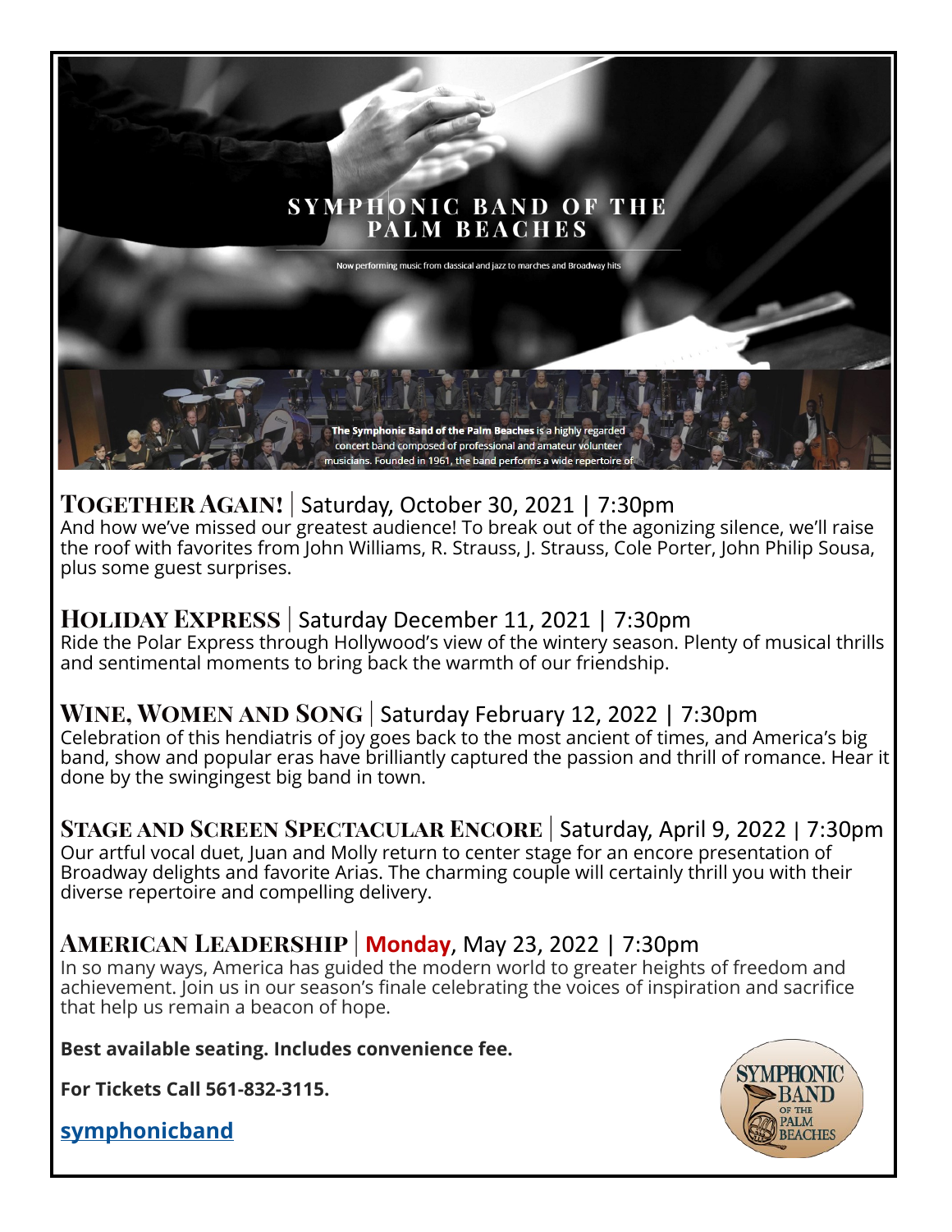# SYMPHONIC BAND OF THE PALM BEACHES

Now performing music from classical and jazz to marches and Broadway hits

**The Symphonic Band of the Palm Beaches** is a highly regarded concert band composed of professional and amateur volunteer musicians. Founded in 1961, the band performs a wide repertoire of

## TOGETHER AGAIN! | Saturday, October 30, 2021 | 7:30pm

And how we've missed our greatest audience! To break out of the agonizing silence, we'll raise the roof with favorites from John Williams, R. Strauss, J. Strauss, Cole Porter, John Philip Sousa, plus some guest surprises.

## HOLIDAY EXPRESS | Saturday December 11, 2021 | 7:30pm

Ride the Polar Express through Hollywood's view of the wintery season. Plenty of musical thrills and sentimental moments to bring back the warmth of our friendship.

## WINE, WOMEN AND SONG | Saturday February 12, 2022 | 7:30pm

Celebration of this hendiatris of joy goes back to the most ancient of times, and America's big band, show and popular eras have brilliantly captured the passion and thrill of romance. Hear it done by the swingingest big band in town.

## STAGE AND SCREEN SPECTACULAR ENCORE | Saturday, April 9, 2022 | 7:30pm

Our artful vocal duet, Juan and Molly return to center stage for an encore presentation of Broadway delights and favorite Arias. The charming couple will certainly thrill you with their diverse repertoire and compelling delivery.

## AMERICAN LEADERSHIP | **Monday**, May 23, 2022 | 7:30pm

In so many ways, America has guided the modern world to greater heights of freedom and achievement. Join us in our season's finale celebrating the voices of inspiration and sacrifice that help us remain a beacon of hope.

**Best available seating. Includes convenience fee.**

**For Tickets Call 561-832-3115.**

**symphonicband**

SYMPHONIC BAND OF THE PALM BEACHES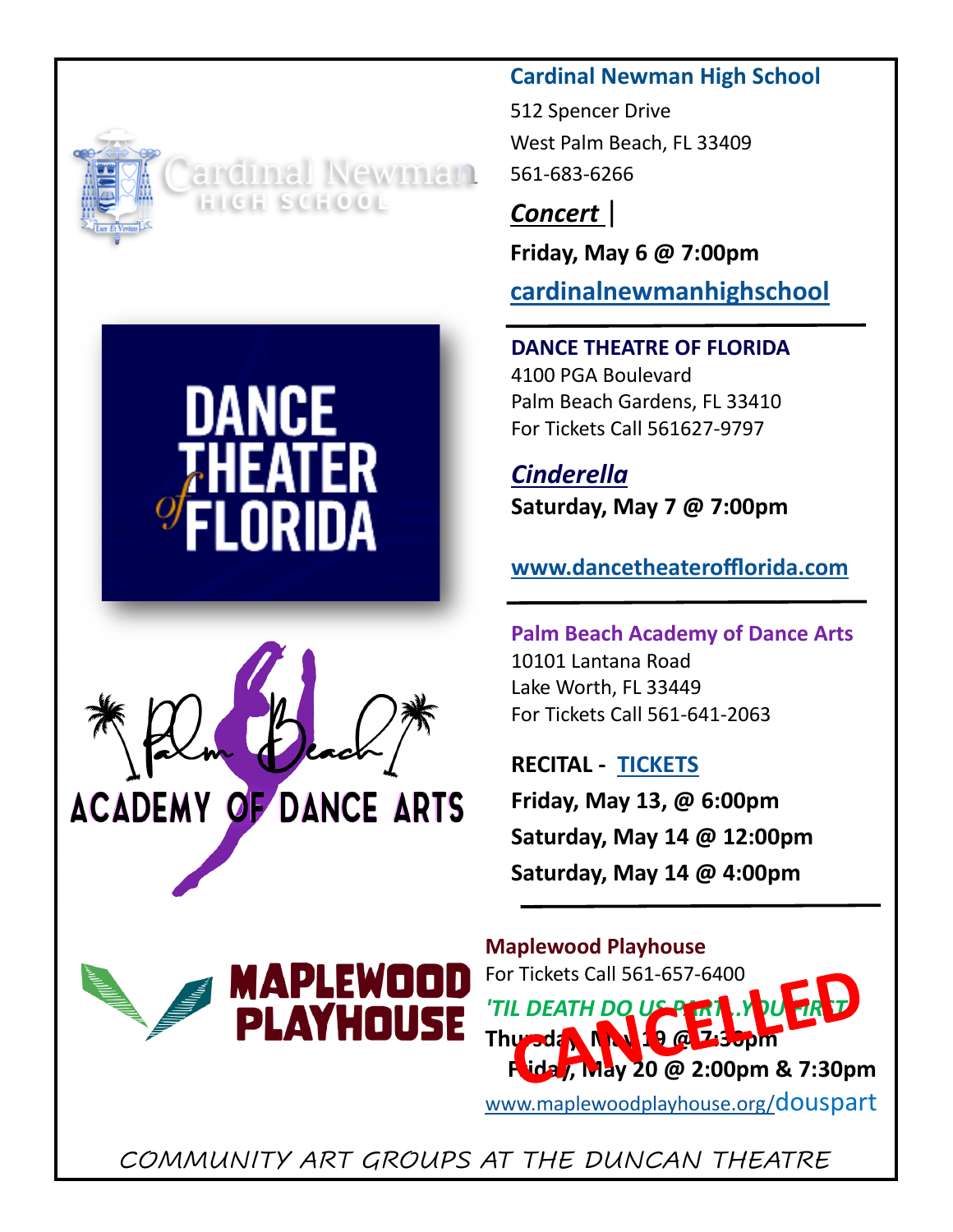**Cardinal Newman High School**

512 Spencer Drive
West Palm Beach, FL 33409
561-683-6266

***Concert*** |

**Friday, May 6 @ 7:00pm**

**cardinalnewmanhighschool**

---

**DANCE THEATRE OF FLORIDA**

4100 PGA Boulevard
Palm Beach Gardens, FL 33410
For Tickets Call 561627-9797

***Cinderella***

**Saturday, May 7 @ 7:00pm**

**www.dancetheaterofflorida.com**

---

**Palm Beach Academy of Dance Arts**

10101 Lantana Road
Lake Worth, FL 33449
For Tickets Call 561-641-2063

**RECITAL - TICKETS**

**Friday, May 13, @ 6:00pm**
**Saturday, May 14 @ 12:00pm**
**Saturday, May 14 @ 4:00pm**

---

**Maplewood Playhouse**

For Tickets Call 561-657-6400

***'TIL DEATH DO US PART...YOU FIRST***

**Thursday, May 19 @ 7:30pm**
**Friday, May 20 @ 2:00pm & 7:30pm**

**CANCELLED**

www.maplewoodplayhouse.org/douspart

COMMUNITY ART GROUPS AT THE DUNCAN THEATRE